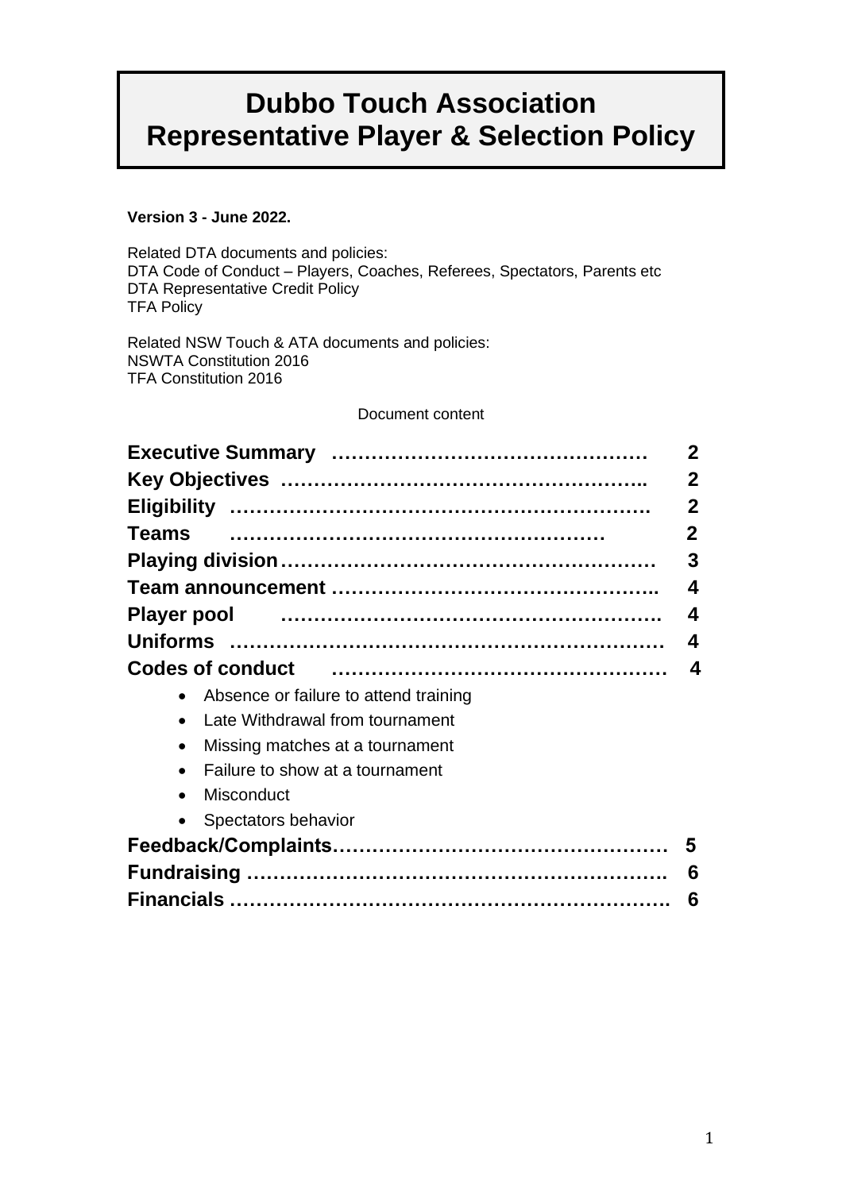# Dubbo Touch Association Representative Player & Selection Policy

**Version 3 - June 2022.**

Related DTA documents and policies:
DTA Code of Conduct – Players, Coaches, Referees, Spectators, Parents etc
DTA Representative Credit Policy
TFA Policy

Related NSW Touch & ATA documents and policies:
NSWTA Constitution 2016
TFA Constitution 2016

Document content

| | |
|---|---|
| **Executive Summary** …………………………………………… | **2** |
| **Key Objectives** ……………………………………………….. | **2** |
| **Eligibility** ………………………………………………………. | **2** |
| **Teams** ……………………………………………… | **2** |
| **Playing division**………………………………………………… | **3** |
| **Team announcement** ………………………………………….. | **4** |
| **Player pool** …………………………………………………. | **4** |
| **Uniforms** ………………………………………………………… | **4** |
| **Codes of conduct** …………………………………………… | **4** |

- Absence or failure to attend training
- Late Withdrawal from tournament
- Missing matches at a tournament
- Failure to show at a tournament
- Misconduct
- Spectators behavior

| | |
|---|---|
| **Feedback/Complaints**…………………………………………… | **5** |
| **Fundraising** ……………………………………………………. | **6** |
| **Financials** ……………………………………………………… | **6** |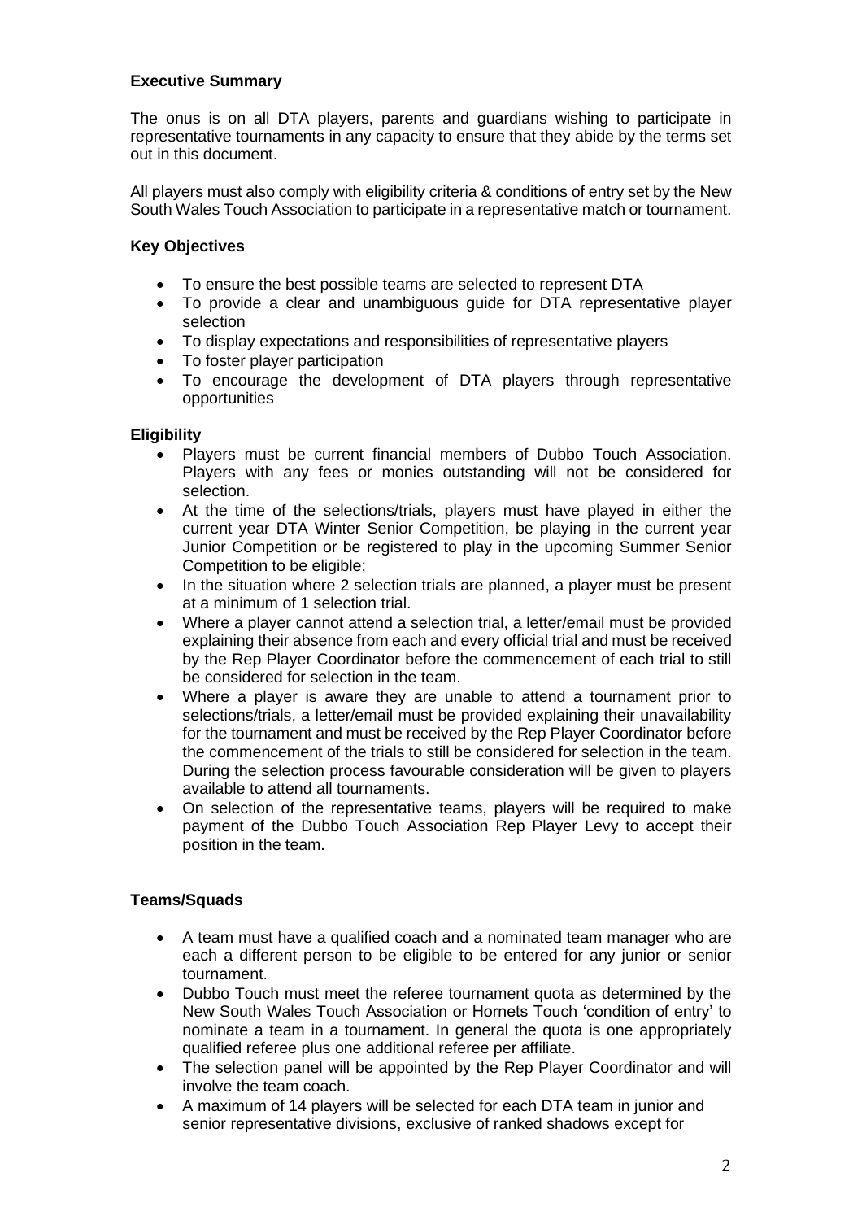**Executive Summary**

The onus is on all DTA players, parents and guardians wishing to participate in representative tournaments in any capacity to ensure that they abide by the terms set out in this document.

All players must also comply with eligibility criteria & conditions of entry set by the New South Wales Touch Association to participate in a representative match or tournament.

**Key Objectives**

- To ensure the best possible teams are selected to represent DTA
- To provide a clear and unambiguous guide for DTA representative player selection
- To display expectations and responsibilities of representative players
- To foster player participation
- To encourage the development of DTA players through representative opportunities

**Eligibility**

- Players must be current financial members of Dubbo Touch Association. Players with any fees or monies outstanding will not be considered for selection.
- At the time of the selections/trials, players must have played in either the current year DTA Winter Senior Competition, be playing in the current year Junior Competition or be registered to play in the upcoming Summer Senior Competition to be eligible;
- In the situation where 2 selection trials are planned, a player must be present at a minimum of 1 selection trial.
- Where a player cannot attend a selection trial, a letter/email must be provided explaining their absence from each and every official trial and must be received by the Rep Player Coordinator before the commencement of each trial to still be considered for selection in the team.
- Where a player is aware they are unable to attend a tournament prior to selections/trials, a letter/email must be provided explaining their unavailability for the tournament and must be received by the Rep Player Coordinator before the commencement of the trials to still be considered for selection in the team. During the selection process favourable consideration will be given to players available to attend all tournaments.
- On selection of the representative teams, players will be required to make payment of the Dubbo Touch Association Rep Player Levy to accept their position in the team.

**Teams/Squads**

- A team must have a qualified coach and a nominated team manager who are each a different person to be eligible to be entered for any junior or senior tournament.
- Dubbo Touch must meet the referee tournament quota as determined by the New South Wales Touch Association or Hornets Touch 'condition of entry' to nominate a team in a tournament. In general the quota is one appropriately qualified referee plus one additional referee per affiliate.
- The selection panel will be appointed by the Rep Player Coordinator and will involve the team coach.
- A maximum of 14 players will be selected for each DTA team in junior and senior representative divisions, exclusive of ranked shadows except for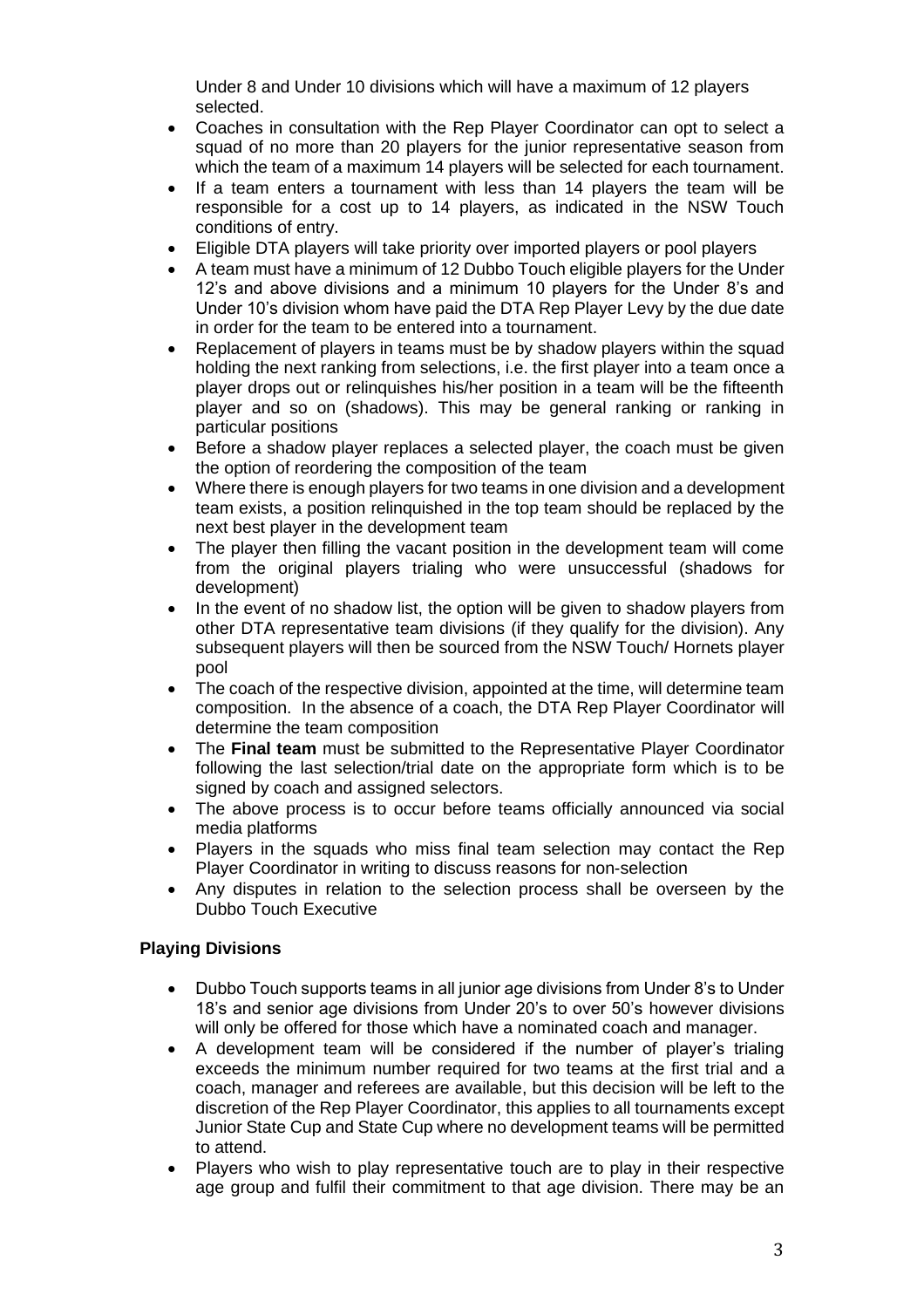Under 8 and Under 10 divisions which will have a maximum of 12 players selected.

- Coaches in consultation with the Rep Player Coordinator can opt to select a squad of no more than 20 players for the junior representative season from which the team of a maximum 14 players will be selected for each tournament.
- If a team enters a tournament with less than 14 players the team will be responsible for a cost up to 14 players, as indicated in the NSW Touch conditions of entry.
- Eligible DTA players will take priority over imported players or pool players
- A team must have a minimum of 12 Dubbo Touch eligible players for the Under 12's and above divisions and a minimum 10 players for the Under 8's and Under 10's division whom have paid the DTA Rep Player Levy by the due date in order for the team to be entered into a tournament.
- Replacement of players in teams must be by shadow players within the squad holding the next ranking from selections, i.e. the first player into a team once a player drops out or relinquishes his/her position in a team will be the fifteenth player and so on (shadows). This may be general ranking or ranking in particular positions
- Before a shadow player replaces a selected player, the coach must be given the option of reordering the composition of the team
- Where there is enough players for two teams in one division and a development team exists, a position relinquished in the top team should be replaced by the next best player in the development team
- The player then filling the vacant position in the development team will come from the original players trialing who were unsuccessful (shadows for development)
- In the event of no shadow list, the option will be given to shadow players from other DTA representative team divisions (if they qualify for the division). Any subsequent players will then be sourced from the NSW Touch/ Hornets player pool
- The coach of the respective division, appointed at the time, will determine team composition. In the absence of a coach, the DTA Rep Player Coordinator will determine the team composition
- The **Final team** must be submitted to the Representative Player Coordinator following the last selection/trial date on the appropriate form which is to be signed by coach and assigned selectors.
- The above process is to occur before teams officially announced via social media platforms
- Players in the squads who miss final team selection may contact the Rep Player Coordinator in writing to discuss reasons for non-selection
- Any disputes in relation to the selection process shall be overseen by the Dubbo Touch Executive

### Playing Divisions

- Dubbo Touch supports teams in all junior age divisions from Under 8's to Under 18's and senior age divisions from Under 20's to over 50's however divisions will only be offered for those which have a nominated coach and manager.
- A development team will be considered if the number of player's trialing exceeds the minimum number required for two teams at the first trial and a coach, manager and referees are available, but this decision will be left to the discretion of the Rep Player Coordinator, this applies to all tournaments except Junior State Cup and State Cup where no development teams will be permitted to attend.
- Players who wish to play representative touch are to play in their respective age group and fulfil their commitment to that age division. There may be an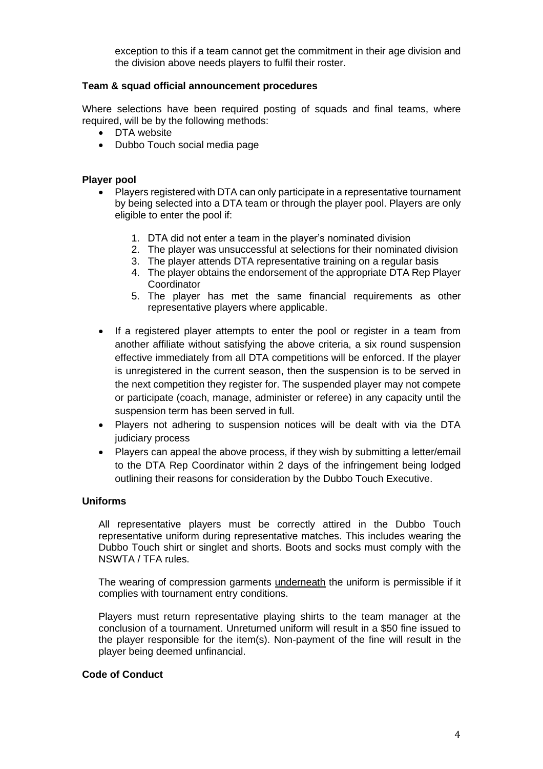exception to this if a team cannot get the commitment in their age division and the division above needs players to fulfil their roster.

**Team & squad official announcement procedures**

Where selections have been required posting of squads and final teams, where required, will be by the following methods:

- DTA website
- Dubbo Touch social media page

**Player pool**

- Players registered with DTA can only participate in a representative tournament by being selected into a DTA team or through the player pool. Players are only eligible to enter the pool if:
  1. DTA did not enter a team in the player's nominated division
  2. The player was unsuccessful at selections for their nominated division
  3. The player attends DTA representative training on a regular basis
  4. The player obtains the endorsement of the appropriate DTA Rep Player Coordinator
  5. The player has met the same financial requirements as other representative players where applicable.
- If a registered player attempts to enter the pool or register in a team from another affiliate without satisfying the above criteria, a six round suspension effective immediately from all DTA competitions will be enforced. If the player is unregistered in the current season, then the suspension is to be served in the next competition they register for. The suspended player may not compete or participate (coach, manage, administer or referee) in any capacity until the suspension term has been served in full.
- Players not adhering to suspension notices will be dealt with via the DTA judiciary process
- Players can appeal the above process, if they wish by submitting a letter/email to the DTA Rep Coordinator within 2 days of the infringement being lodged outlining their reasons for consideration by the Dubbo Touch Executive.

**Uniforms**

All representative players must be correctly attired in the Dubbo Touch representative uniform during representative matches. This includes wearing the Dubbo Touch shirt or singlet and shorts. Boots and socks must comply with the NSWTA / TFA rules.

The wearing of compression garments underneath the uniform is permissible if it complies with tournament entry conditions.

Players must return representative playing shirts to the team manager at the conclusion of a tournament. Unreturned uniform will result in a $50 fine issued to the player responsible for the item(s). Non-payment of the fine will result in the player being deemed unfinancial.

**Code of Conduct**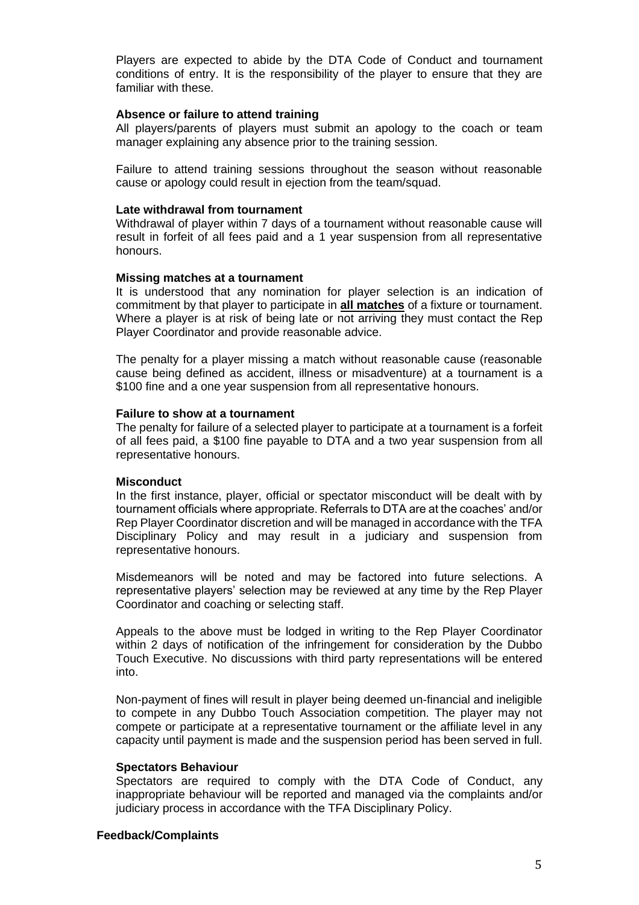Players are expected to abide by the DTA Code of Conduct and tournament conditions of entry. It is the responsibility of the player to ensure that they are familiar with these.

### Absence or failure to attend training

All players/parents of players must submit an apology to the coach or team manager explaining any absence prior to the training session.

Failure to attend training sessions throughout the season without reasonable cause or apology could result in ejection from the team/squad.

### Late withdrawal from tournament

Withdrawal of player within 7 days of a tournament without reasonable cause will result in forfeit of all fees paid and a 1 year suspension from all representative honours.

### Missing matches at a tournament

It is understood that any nomination for player selection is an indication of commitment by that player to participate in **all matches** of a fixture or tournament. Where a player is at risk of being late or not arriving they must contact the Rep Player Coordinator and provide reasonable advice.

The penalty for a player missing a match without reasonable cause (reasonable cause being defined as accident, illness or misadventure) at a tournament is a $100 fine and a one year suspension from all representative honours.

### Failure to show at a tournament

The penalty for failure of a selected player to participate at a tournament is a forfeit of all fees paid, a $100 fine payable to DTA and a two year suspension from all representative honours.

### Misconduct

In the first instance, player, official or spectator misconduct will be dealt with by tournament officials where appropriate. Referrals to DTA are at the coaches' and/or Rep Player Coordinator discretion and will be managed in accordance with the TFA Disciplinary Policy and may result in a judiciary and suspension from representative honours.

Misdemeanors will be noted and may be factored into future selections. A representative players' selection may be reviewed at any time by the Rep Player Coordinator and coaching or selecting staff.

Appeals to the above must be lodged in writing to the Rep Player Coordinator within 2 days of notification of the infringement for consideration by the Dubbo Touch Executive. No discussions with third party representations will be entered into.

Non-payment of fines will result in player being deemed un-financial and ineligible to compete in any Dubbo Touch Association competition. The player may not compete or participate at a representative tournament or the affiliate level in any capacity until payment is made and the suspension period has been served in full.

### Spectators Behaviour

Spectators are required to comply with the DTA Code of Conduct, any inappropriate behaviour will be reported and managed via the complaints and/or judiciary process in accordance with the TFA Disciplinary Policy.

## Feedback/Complaints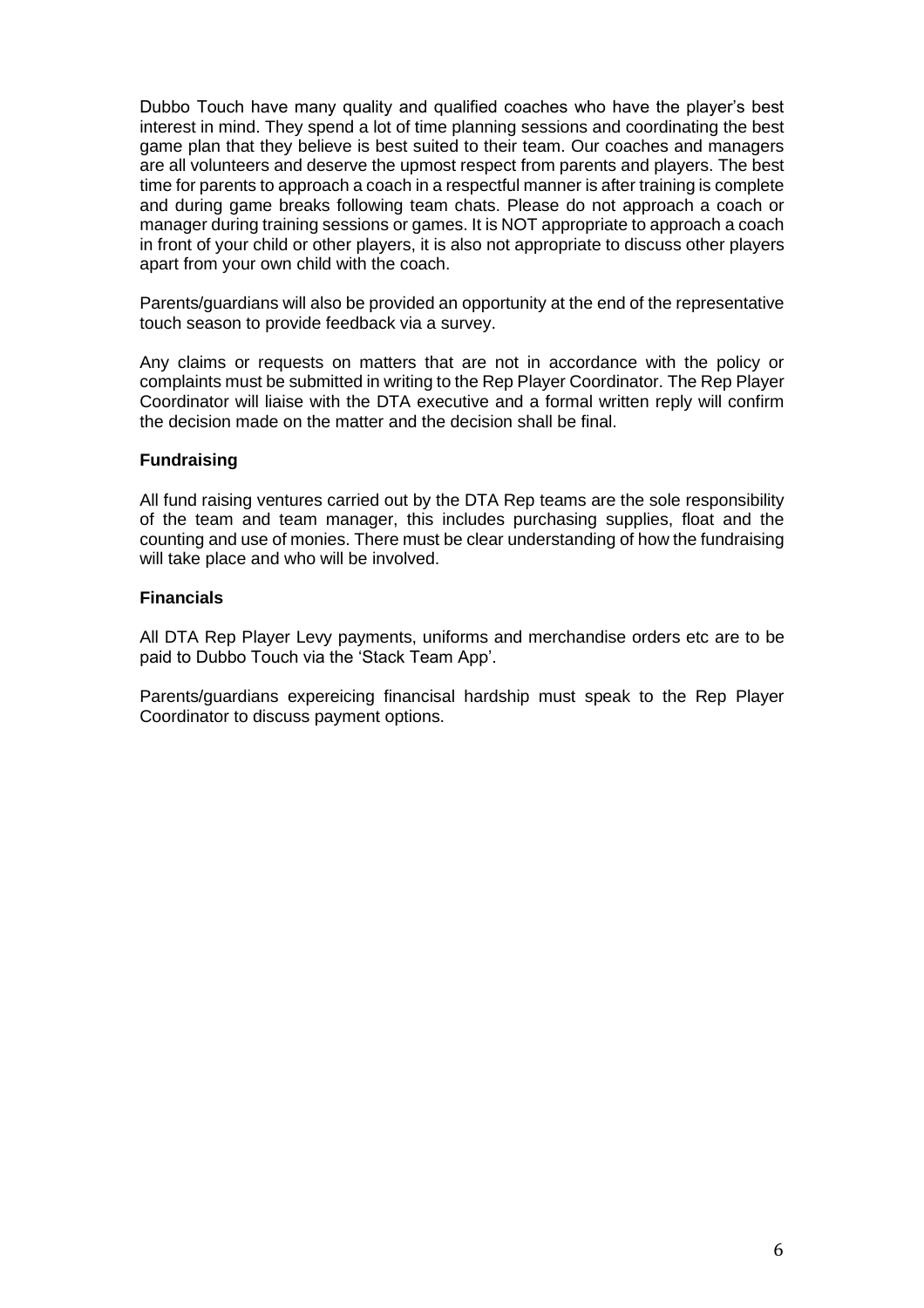Dubbo Touch have many quality and qualified coaches who have the player's best interest in mind. They spend a lot of time planning sessions and coordinating the best game plan that they believe is best suited to their team. Our coaches and managers are all volunteers and deserve the upmost respect from parents and players. The best time for parents to approach a coach in a respectful manner is after training is complete and during game breaks following team chats. Please do not approach a coach or manager during training sessions or games. It is NOT appropriate to approach a coach in front of your child or other players, it is also not appropriate to discuss other players apart from your own child with the coach.

Parents/guardians will also be provided an opportunity at the end of the representative touch season to provide feedback via a survey.

Any claims or requests on matters that are not in accordance with the policy or complaints must be submitted in writing to the Rep Player Coordinator. The Rep Player Coordinator will liaise with the DTA executive and a formal written reply will confirm the decision made on the matter and the decision shall be final.

**Fundraising**

All fund raising ventures carried out by the DTA Rep teams are the sole responsibility of the team and team manager, this includes purchasing supplies, float and the counting and use of monies. There must be clear understanding of how the fundraising will take place and who will be involved.

**Financials**

All DTA Rep Player Levy payments, uniforms and merchandise orders etc are to be paid to Dubbo Touch via the 'Stack Team App'.

Parents/guardians expereicing financisal hardship must speak to the Rep Player Coordinator to discuss payment options.